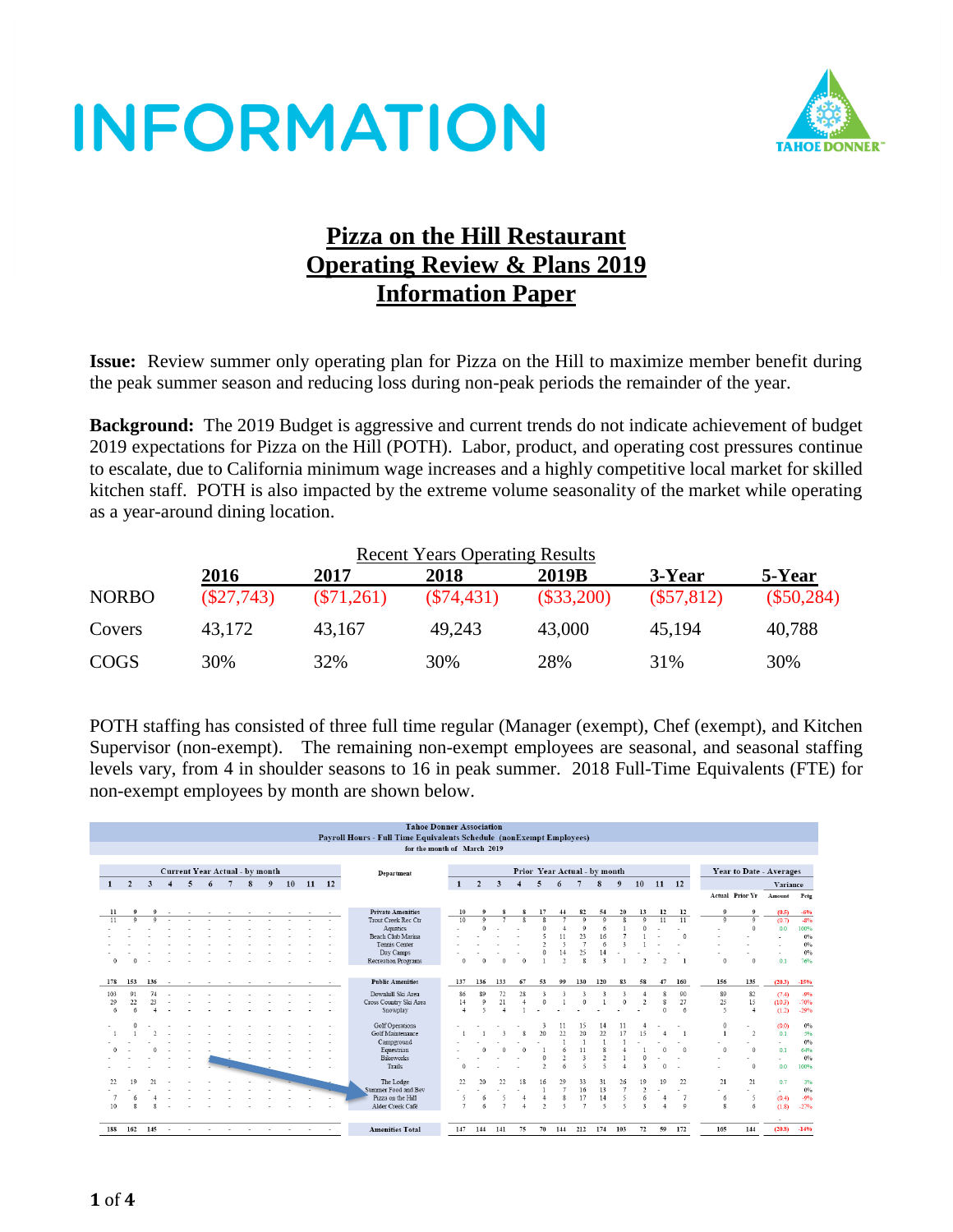# INFORMATION

## Pizza on the Hill Restaurant
## Operating Review & Plans 2019
## Information Paper

**Issue:** Review summer only operating plan for Pizza on the Hill to maximize member benefit during the peak summer season and reducing loss during non-peak periods the remainder of the year.

**Background:** The 2019 Budget is aggressive and current trends do not indicate achievement of budget 2019 expectations for Pizza on the Hill (POTH). Labor, product, and operating cost pressures continue to escalate, due to California minimum wage increases and a highly competitive local market for skilled kitchen staff. POTH is also impacted by the extreme volume seasonality of the market while operating as a year-around dining location.

Recent Years Operating Results

| | 2016 | 2017 | 2018 | 2019B | 3-Year | 5-Year |
|---|---|---|---|---|---|---|
| NORBO | ($27,743) | ($71,261) | ($74,431) | ($33,200) | ($57,812) | ($50,284) |
| Covers | 43,172 | 43,167 | 49,243 | 43,000 | 45,194 | 40,788 |
| COGS | 30% | 32% | 30% | 28% | 31% | 30% |

POTH staffing has consisted of three full time regular (Manager (exempt), Chef (exempt), and Kitchen Supervisor (non-exempt). The remaining non-exempt employees are seasonal, and seasonal staffing levels vary, from 4 in shoulder seasons to 16 in peak summer. 2018 Full-Time Equivalents (FTE) for non-exempt employees by month are shown below.

Tahoe Donner Association
Payroll Hours - Full Time Equivalents Schedule (nonExempt Employees)
for the month of March 2019

| Department | CY 1 | CY 2 | CY 3 | CY 4 | CY 5 | CY 6 | CY 7 | CY 8 | CY 9 | CY 10 | CY 11 | CY 12 | PY 1 | PY 2 | PY 3 | PY 4 | PY 5 | PY 6 | PY 7 | PY 8 | PY 9 | PY 10 | PY 11 | PY 12 | YTD Actual | YTD Prior Yr | Variance Amount | Variance Pctg |
|---|---|---|---|---|---|---|---|---|---|---|---|---|---|---|---|---|---|---|---|---|---|---|---|---|---|---|---|---|
| Private Amenities | 11 | 9 | 9 | - | - | - | - | - | - | - | - | - | 10 | 9 | 8 | 8 | 17 | 44 | 82 | 54 | 20 | 13 | 12 | 12 | 9 | 9 | (0.5) | -6% |
| Trout Creek Rec Ctr | 11 | 9 | 9 | - | - | - | - | - | - | - | - | - | 10 | 9 | 7 | 8 | 8 | 7 | 9 | 9 | 8 | 9 | 11 | 11 | 9 | 9 | (0.7) | -8% |
| Aquatics | - | - | - | - | - | - | - | - | - | - | - | - | - | 0 | - | - | 0 | 4 | 9 | 6 | 1 | 0 | - | - | - | 0 | 0.0 | 100% |
| Beach Club Marina | - | - | - | - | - | - | - | - | - | - | - | - | - | - | - | - | 5 | 11 | 23 | 16 | 7 | 1 | - | 0 | - | - | - | 0% |
| Tennis Center | - | - | - | - | - | - | - | - | - | - | - | - | - | - | - | - | 2 | 5 | 7 | 6 | 3 | 1 | - | - | - | - | - | 0% |
| Day Camps | - | - | - | - | - | - | - | - | - | - | - | - | - | - | - | - | 0 | 14 | 25 | 14 | - | - | - | - | - | - | - | 0% |
| Recreation Programs | 0 | 0 | - | - | - | - | - | - | - | - | - | - | 0 | 0 | 0 | 0 | 1 | 2 | 8 | 3 | 1 | 2 | 2 | 1 | 0 | 0 | 0.1 | 76% |
| Public Amenities | 178 | 153 | 136 | - | - | - | - | - | - | - | - | - | 137 | 136 | 133 | 67 | 53 | 99 | 130 | 120 | 83 | 58 | 47 | 160 | 156 | 135 | (20.3) | -15% |
| Downhill Ski Area | 103 | 91 | 74 | - | - | - | - | - | - | - | - | - | 86 | 80 | 72 | 28 | 3 | 3 | 3 | 3 | 3 | 4 | 8 | 90 | 89 | 82 | (7.4) | -9% |
| Cross Country Ski Area | 29 | 22 | 23 | - | - | - | - | - | - | - | - | - | 14 | 9 | 21 | 4 | 0 | 1 | 0 | 1 | 0 | 2 | 8 | 27 | 25 | 15 | (10.3) | -70% |
| Snowplay | 6 | 6 | 4 | - | - | - | - | - | - | - | - | - | 4 | 5 | 4 | 1 | - | - | - | - | - | - | 0 | 6 | 5 | 4 | (1.2) | -29% |
| Golf Operations | - | 0 | - | - | - | - | - | - | - | - | - | - | - | - | - | - | 3 | 11 | 15 | 14 | 11 | 4 | - | - | 0 | - | (0.0) | 0% |
| Golf Maintenance | 1 | 1 | 2 | - | - | - | - | - | - | - | - | - | 1 | 1 | 3 | 8 | 20 | 22 | 20 | 22 | 17 | 15 | 4 | 1 | 1 | 2 | 0.1 | 5% |
| Campground | - | - | - | - | - | - | - | - | - | - | - | - | - | - | - | - | - | 1 | 1 | 1 | 1 | - | - | - | - | - | - | 0% |
| Equestrian | 0 | - | 0 | - | - | - | - | - | - | - | - | - | - | 0 | 0 | 0 | 1 | 6 | 11 | 8 | 4 | 1 | 0 | 0 | 0 | 0 | 0.1 | 64% |
| Bikeworks | - | - | - | - | - | - | - | - | - | - | - | - | - | - | - | - | 0 | 2 | 3 | 2 | 1 | 0 | - | - | - | - | - | 0% |
| Trails | - | - | - | - | - | - | - | - | - | - | - | - | 0 | - | - | - | 2 | 6 | 5 | 5 | 4 | 3 | 0 | - | - | 0 | 0.0 | 100% |
| The Lodge | 22 | 19 | 21 | - | - | - | - | - | - | - | - | - | 22 | 20 | 22 | 18 | 16 | 29 | 33 | 31 | 26 | 19 | 19 | 22 | 21 | 21 | 0.7 | 3% |
| Summer Food and Bev | - | - | - | - | - | - | - | - | - | - | - | - | - | - | - | - | 1 | 7 | 16 | 13 | 7 | 2 | - | - | - | - | - | 0% |
| Pizza on the Hill | 7 | 6 | 4 | - | - | - | - | - | - | - | - | - | 5 | 6 | 5 | 4 | 4 | 8 | 17 | 14 | 5 | 6 | 4 | 7 | 6 | 5 | (0.4) | -9% |
| Alder Creek Café | 10 | 8 | 8 | - | - | - | - | - | - | - | - | - | 7 | 6 | 7 | 4 | 2 | 5 | 7 | 5 | 5 | 3 | 4 | 9 | 8 | 6 | (1.8) | -27% |
| Amenities Total | 188 | 162 | 145 | - | - | - | - | - | - | - | - | - | 147 | 144 | 141 | 75 | 70 | 144 | 212 | 174 | 103 | 72 | 59 | 172 | 165 | 144 | (20.8) | -14% |

(CY = Current Year Actual - by month; PY = Prior Year Actual - by month; YTD = Year to Date - Averages)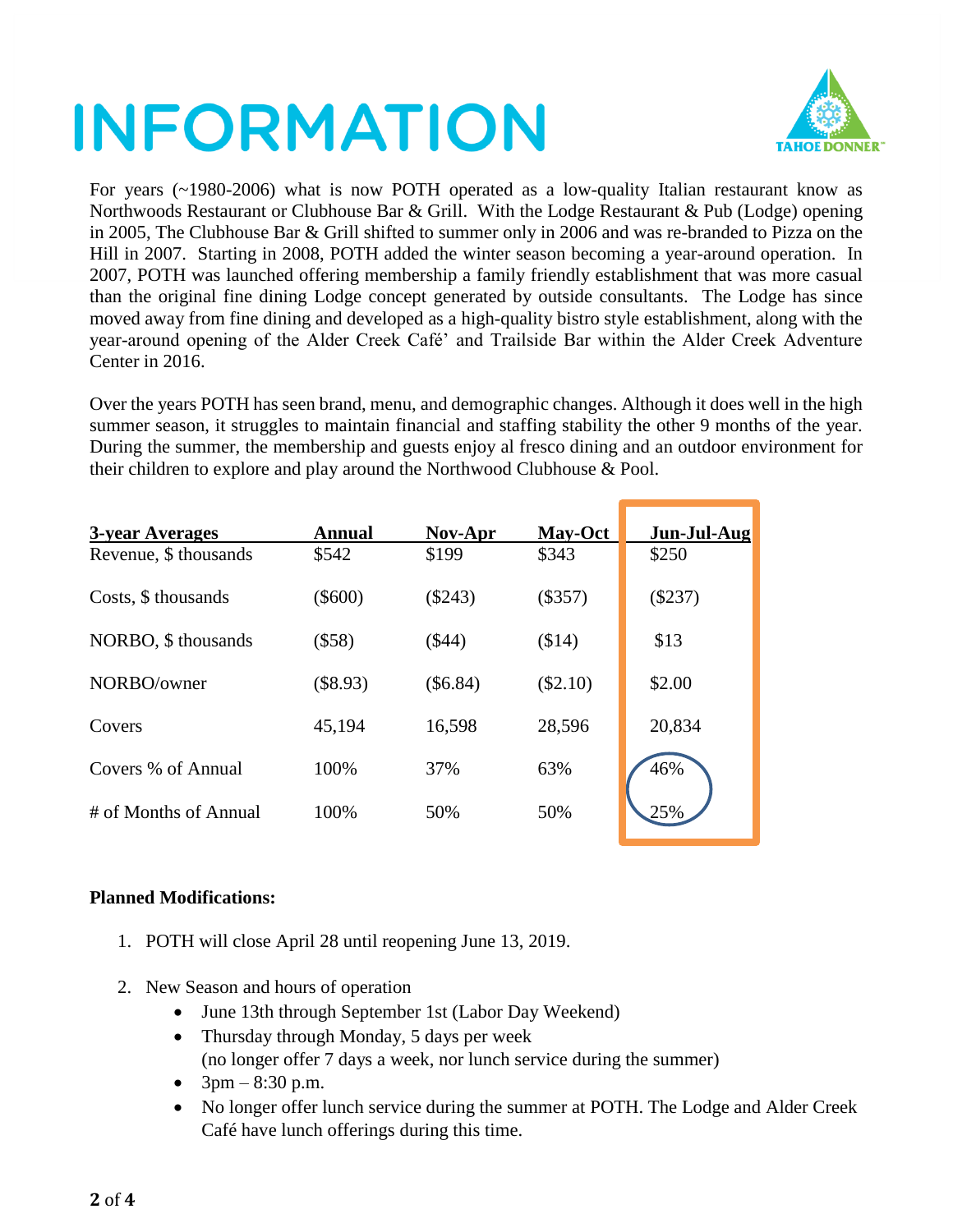# INFORMATION

For years (~1980-2006) what is now POTH operated as a low-quality Italian restaurant know as Northwoods Restaurant or Clubhouse Bar & Grill. With the Lodge Restaurant & Pub (Lodge) opening in 2005, The Clubhouse Bar & Grill shifted to summer only in 2006 and was re-branded to Pizza on the Hill in 2007. Starting in 2008, POTH added the winter season becoming a year-around operation. In 2007, POTH was launched offering membership a family friendly establishment that was more casual than the original fine dining Lodge concept generated by outside consultants. The Lodge has since moved away from fine dining and developed as a high-quality bistro style establishment, along with the year-around opening of the Alder Creek Café' and Trailside Bar within the Alder Creek Adventure Center in 2016.

Over the years POTH has seen brand, menu, and demographic changes. Although it does well in the high summer season, it struggles to maintain financial and staffing stability the other 9 months of the year. During the summer, the membership and guests enjoy al fresco dining and an outdoor environment for their children to explore and play around the Northwood Clubhouse & Pool.

| 3-year Averages | Annual | Nov-Apr | May-Oct | Jun-Jul-Aug |
|---|---|---|---|---|
| Revenue, $ thousands | $542 | $199 | $343 | $250 |
| Costs, $ thousands | ($600) | ($243) | ($357) | ($237) |
| NORBO, $ thousands | ($58) | ($44) | ($14) | $13 |
| NORBO/owner | ($8.93) | ($6.84) | ($2.10) | $2.00 |
| Covers | 45,194 | 16,598 | 28,596 | 20,834 |
| Covers % of Annual | 100% | 37% | 63% | 46% |
| # of Months of Annual | 100% | 50% | 50% | 25% |

**Planned Modifications:**

1. POTH will close April 28 until reopening June 13, 2019.
2. New Season and hours of operation
   - June 13th through September 1st (Labor Day Weekend)
   - Thursday through Monday, 5 days per week (no longer offer 7 days a week, nor lunch service during the summer)
   - 3pm – 8:30 p.m.
   - No longer offer lunch service during the summer at POTH. The Lodge and Alder Creek Café have lunch offerings during this time.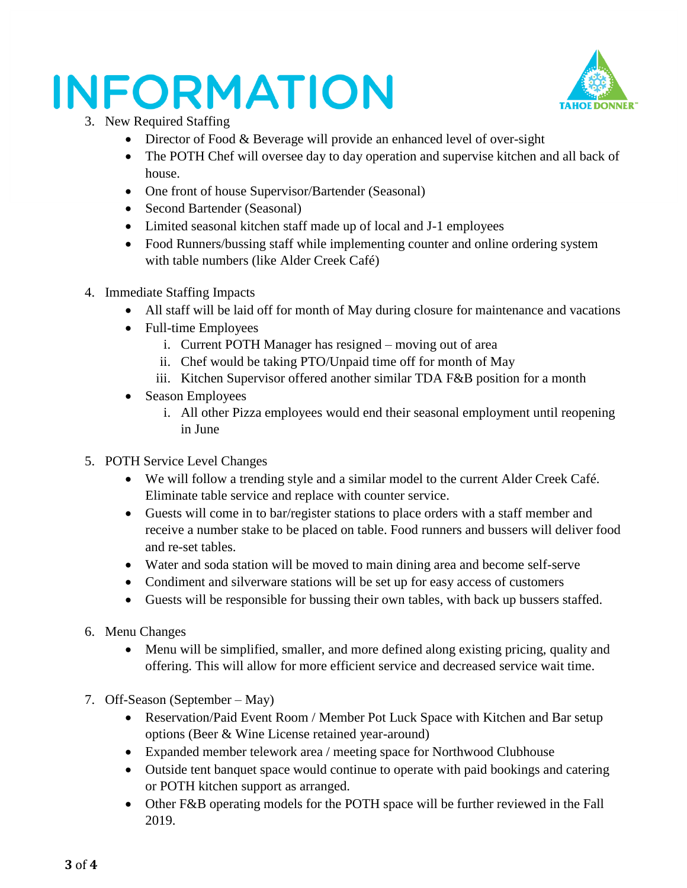# INFORMATION

3. New Required Staffing
   - Director of Food & Beverage will provide an enhanced level of over-sight
   - The POTH Chef will oversee day to day operation and supervise kitchen and all back of house.
   - One front of house Supervisor/Bartender (Seasonal)
   - Second Bartender (Seasonal)
   - Limited seasonal kitchen staff made up of local and J-1 employees
   - Food Runners/bussing staff while implementing counter and online ordering system with table numbers (like Alder Creek Café)

4. Immediate Staffing Impacts
   - All staff will be laid off for month of May during closure for maintenance and vacations
   - Full-time Employees
     i. Current POTH Manager has resigned – moving out of area
     ii. Chef would be taking PTO/Unpaid time off for month of May
     iii. Kitchen Supervisor offered another similar TDA F&B position for a month
   - Season Employees
     i. All other Pizza employees would end their seasonal employment until reopening in June

5. POTH Service Level Changes
   - We will follow a trending style and a similar model to the current Alder Creek Café. Eliminate table service and replace with counter service.
   - Guests will come in to bar/register stations to place orders with a staff member and receive a number stake to be placed on table. Food runners and bussers will deliver food and re-set tables.
   - Water and soda station will be moved to main dining area and become self-serve
   - Condiment and silverware stations will be set up for easy access of customers
   - Guests will be responsible for bussing their own tables, with back up bussers staffed.

6. Menu Changes
   - Menu will be simplified, smaller, and more defined along existing pricing, quality and offering. This will allow for more efficient service and decreased service wait time.

7. Off-Season (September – May)
   - Reservation/Paid Event Room / Member Pot Luck Space with Kitchen and Bar setup options (Beer & Wine License retained year-around)
   - Expanded member telework area / meeting space for Northwood Clubhouse
   - Outside tent banquet space would continue to operate with paid bookings and catering or POTH kitchen support as arranged.
   - Other F&B operating models for the POTH space will be further reviewed in the Fall 2019.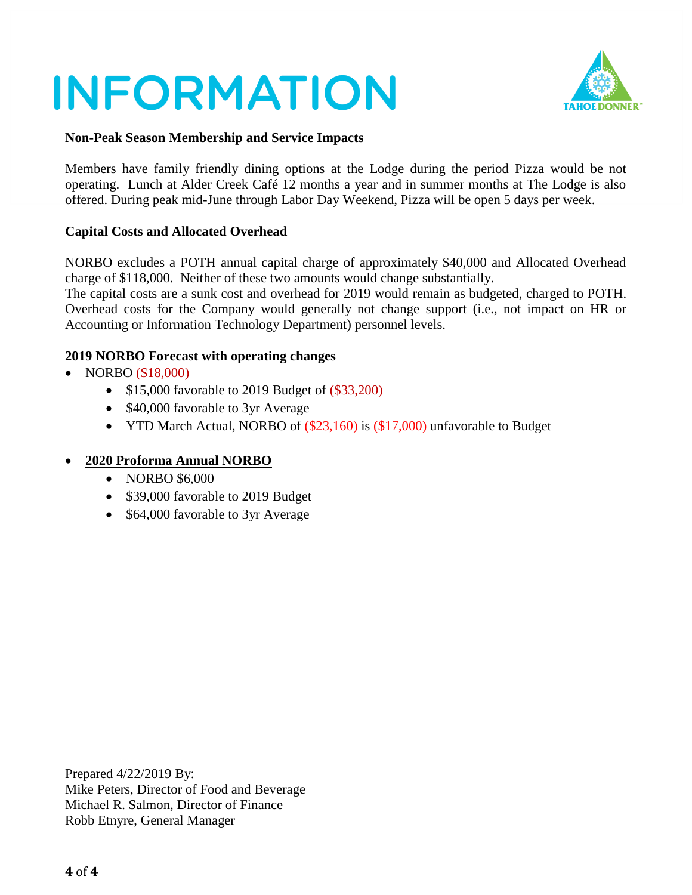# INFORMATION

**Non-Peak Season Membership and Service Impacts**

Members have family friendly dining options at the Lodge during the period Pizza would be not operating. Lunch at Alder Creek Café 12 months a year and in summer months at The Lodge is also offered. During peak mid-June through Labor Day Weekend, Pizza will be open 5 days per week.

**Capital Costs and Allocated Overhead**

NORBO excludes a POTH annual capital charge of approximately $40,000 and Allocated Overhead charge of $118,000. Neither of these two amounts would change substantially.
The capital costs are a sunk cost and overhead for 2019 would remain as budgeted, charged to POTH. Overhead costs for the Company would generally not change support (i.e., not impact on HR or Accounting or Information Technology Department) personnel levels.

**2019 NORBO Forecast with operating changes**

- NORBO ($18,000)
  - $15,000 favorable to 2019 Budget of ($33,200)
  - $40,000 favorable to 3yr Average
  - YTD March Actual, NORBO of ($23,160) is ($17,000) unfavorable to Budget

- **2020 Proforma Annual NORBO**
  - NORBO $6,000
  - $39,000 favorable to 2019 Budget
  - $64,000 favorable to 3yr Average

Prepared 4/22/2019 By:
Mike Peters, Director of Food and Beverage
Michael R. Salmon, Director of Finance
Robb Etnyre, General Manager